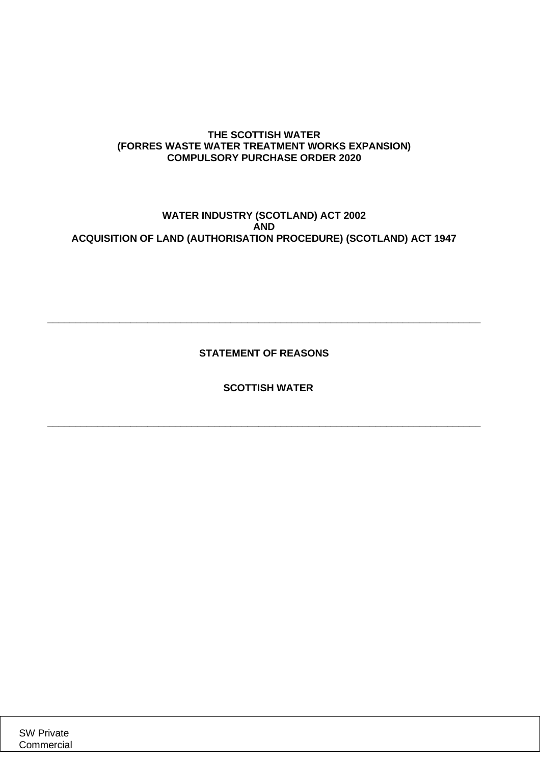**THE SCOTTISH WATER**
**(FORRES WASTE WATER TREATMENT WORKS EXPANSION)**
**COMPULSORY PURCHASE ORDER 2020**

**WATER INDUSTRY (SCOTLAND) ACT 2002**
**AND**
**ACQUISITION OF LAND (AUTHORISATION PROCEDURE) (SCOTLAND) ACT 1947**

---

**STATEMENT OF REASONS**

**SCOTTISH WATER**

---

SW Private
Commercial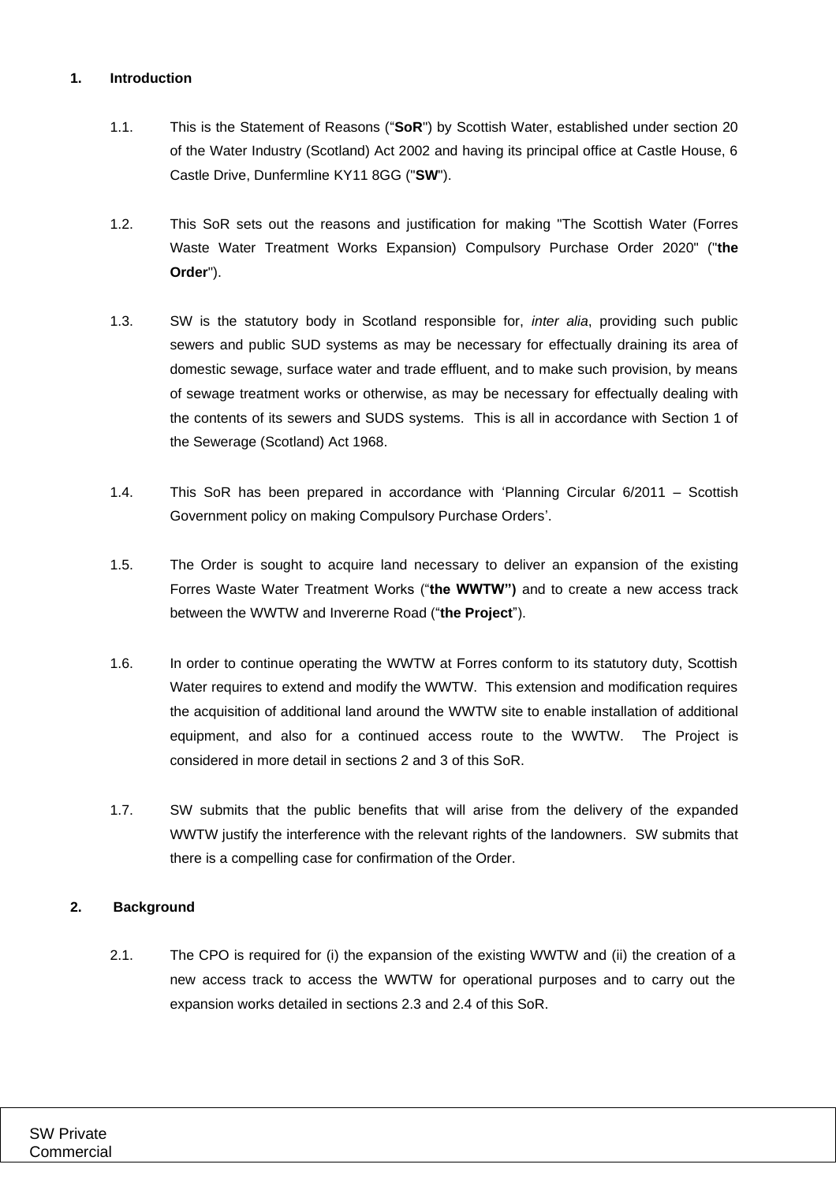## 1. Introduction

1.1. This is the Statement of Reasons ("**SoR**") by Scottish Water, established under section 20 of the Water Industry (Scotland) Act 2002 and having its principal office at Castle House, 6 Castle Drive, Dunfermline KY11 8GG ("**SW**").

1.2. This SoR sets out the reasons and justification for making "The Scottish Water (Forres Waste Water Treatment Works Expansion) Compulsory Purchase Order 2020" ("**the Order**").

1.3. SW is the statutory body in Scotland responsible for, *inter alia*, providing such public sewers and public SUD systems as may be necessary for effectually draining its area of domestic sewage, surface water and trade effluent, and to make such provision, by means of sewage treatment works or otherwise, as may be necessary for effectually dealing with the contents of its sewers and SUDS systems. This is all in accordance with Section 1 of the Sewerage (Scotland) Act 1968.

1.4. This SoR has been prepared in accordance with 'Planning Circular 6/2011 – Scottish Government policy on making Compulsory Purchase Orders'.

1.5. The Order is sought to acquire land necessary to deliver an expansion of the existing Forres Waste Water Treatment Works ("**the WWTW")** and to create a new access track between the WWTW and Invererne Road ("**the Project**").

1.6. In order to continue operating the WWTW at Forres conform to its statutory duty, Scottish Water requires to extend and modify the WWTW. This extension and modification requires the acquisition of additional land around the WWTW site to enable installation of additional equipment, and also for a continued access route to the WWTW. The Project is considered in more detail in sections 2 and 3 of this SoR.

1.7. SW submits that the public benefits that will arise from the delivery of the expanded WWTW justify the interference with the relevant rights of the landowners. SW submits that there is a compelling case for confirmation of the Order.

## 2. Background

2.1. The CPO is required for (i) the expansion of the existing WWTW and (ii) the creation of a new access track to access the WWTW for operational purposes and to carry out the expansion works detailed in sections 2.3 and 2.4 of this SoR.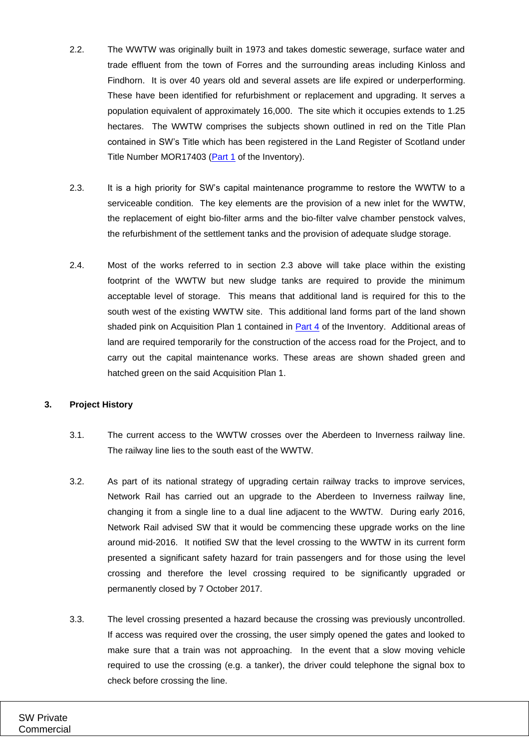2.2. The WWTW was originally built in 1973 and takes domestic sewerage, surface water and trade effluent from the town of Forres and the surrounding areas including Kinloss and Findhorn. It is over 40 years old and several assets are life expired or underperforming. These have been identified for refurbishment or replacement and upgrading. It serves a population equivalent of approximately 16,000. The site which it occupies extends to 1.25 hectares. The WWTW comprises the subjects shown outlined in red on the Title Plan contained in SW's Title which has been registered in the Land Register of Scotland under Title Number MOR17403 (Part 1 of the Inventory).

2.3. It is a high priority for SW's capital maintenance programme to restore the WWTW to a serviceable condition. The key elements are the provision of a new inlet for the WWTW, the replacement of eight bio-filter arms and the bio-filter valve chamber penstock valves, the refurbishment of the settlement tanks and the provision of adequate sludge storage.

2.4. Most of the works referred to in section 2.3 above will take place within the existing footprint of the WWTW but new sludge tanks are required to provide the minimum acceptable level of storage. This means that additional land is required for this to the south west of the existing WWTW site. This additional land forms part of the land shown shaded pink on Acquisition Plan 1 contained in Part 4 of the Inventory. Additional areas of land are required temporarily for the construction of the access road for the Project, and to carry out the capital maintenance works. These areas are shown shaded green and hatched green on the said Acquisition Plan 1.

## 3. Project History

3.1. The current access to the WWTW crosses over the Aberdeen to Inverness railway line. The railway line lies to the south east of the WWTW.

3.2. As part of its national strategy of upgrading certain railway tracks to improve services, Network Rail has carried out an upgrade to the Aberdeen to Inverness railway line, changing it from a single line to a dual line adjacent to the WWTW. During early 2016, Network Rail advised SW that it would be commencing these upgrade works on the line around mid-2016. It notified SW that the level crossing to the WWTW in its current form presented a significant safety hazard for train passengers and for those using the level crossing and therefore the level crossing required to be significantly upgraded or permanently closed by 7 October 2017.

3.3. The level crossing presented a hazard because the crossing was previously uncontrolled. If access was required over the crossing, the user simply opened the gates and looked to make sure that a train was not approaching. In the event that a slow moving vehicle required to use the crossing (e.g. a tanker), the driver could telephone the signal box to check before crossing the line.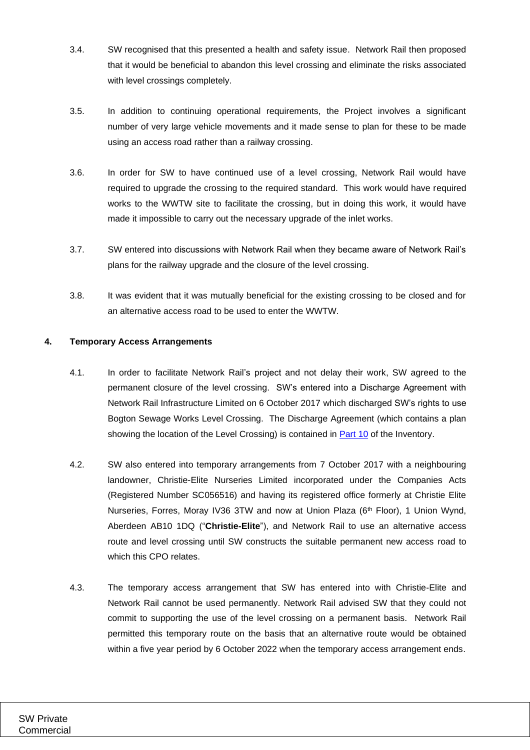3.4. SW recognised that this presented a health and safety issue. Network Rail then proposed that it would be beneficial to abandon this level crossing and eliminate the risks associated with level crossings completely.

3.5. In addition to continuing operational requirements, the Project involves a significant number of very large vehicle movements and it made sense to plan for these to be made using an access road rather than a railway crossing.

3.6. In order for SW to have continued use of a level crossing, Network Rail would have required to upgrade the crossing to the required standard. This work would have required works to the WWTW site to facilitate the crossing, but in doing this work, it would have made it impossible to carry out the necessary upgrade of the inlet works.

3.7. SW entered into discussions with Network Rail when they became aware of Network Rail's plans for the railway upgrade and the closure of the level crossing.

3.8. It was evident that it was mutually beneficial for the existing crossing to be closed and for an alternative access road to be used to enter the WWTW.

## 4. Temporary Access Arrangements

4.1. In order to facilitate Network Rail's project and not delay their work, SW agreed to the permanent closure of the level crossing. SW's entered into a Discharge Agreement with Network Rail Infrastructure Limited on 6 October 2017 which discharged SW's rights to use Bogton Sewage Works Level Crossing. The Discharge Agreement (which contains a plan showing the location of the Level Crossing) is contained in Part 10 of the Inventory.

4.2. SW also entered into temporary arrangements from 7 October 2017 with a neighbouring landowner, Christie-Elite Nurseries Limited incorporated under the Companies Acts (Registered Number SC056516) and having its registered office formerly at Christie Elite Nurseries, Forres, Moray IV36 3TW and now at Union Plaza (6th Floor), 1 Union Wynd, Aberdeen AB10 1DQ ("**Christie-Elite**"), and Network Rail to use an alternative access route and level crossing until SW constructs the suitable permanent new access road to which this CPO relates.

4.3. The temporary access arrangement that SW has entered into with Christie-Elite and Network Rail cannot be used permanently. Network Rail advised SW that they could not commit to supporting the use of the level crossing on a permanent basis. Network Rail permitted this temporary route on the basis that an alternative route would be obtained within a five year period by 6 October 2022 when the temporary access arrangement ends.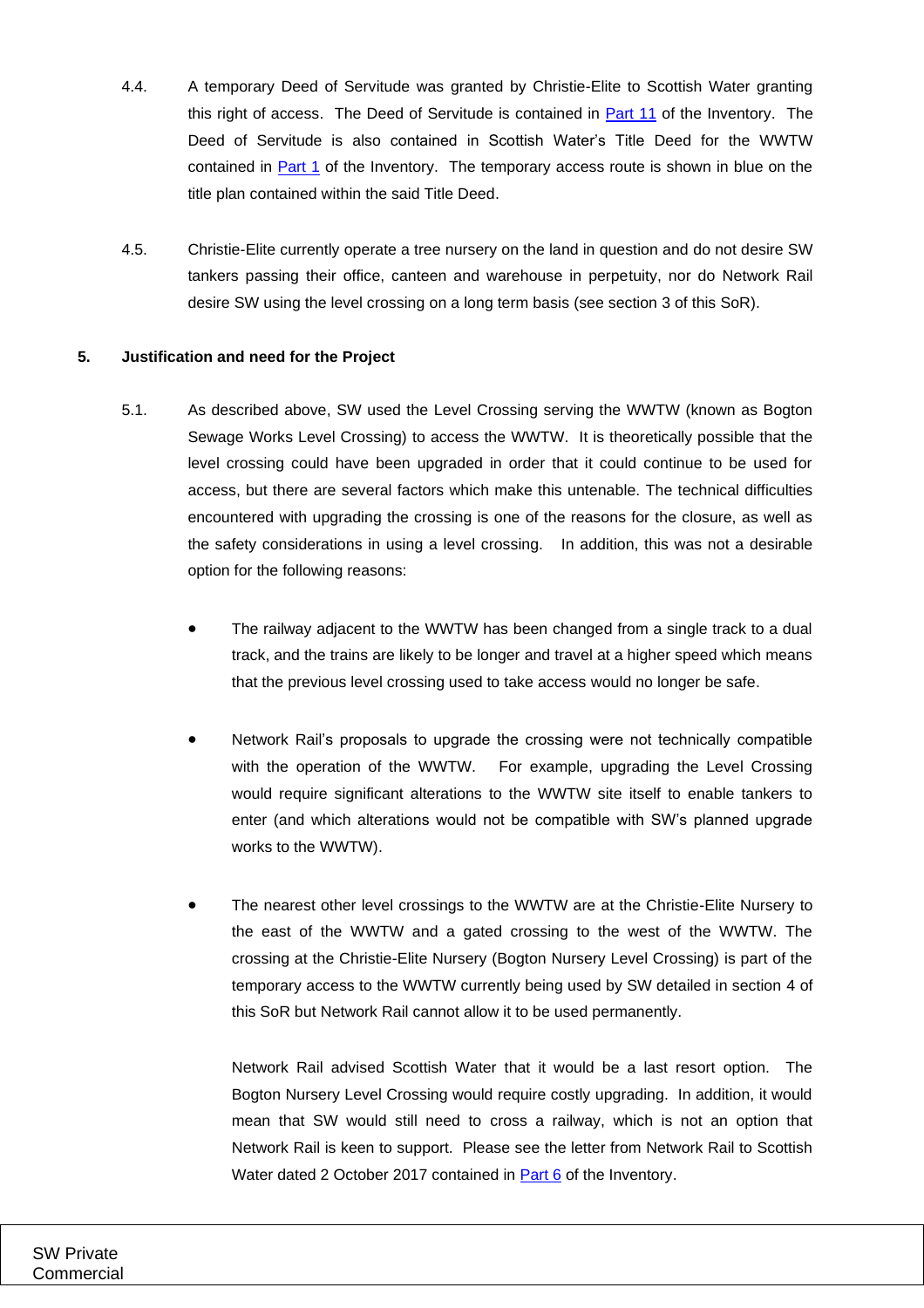4.4. A temporary Deed of Servitude was granted by Christie-Elite to Scottish Water granting this right of access. The Deed of Servitude is contained in Part 11 of the Inventory. The Deed of Servitude is also contained in Scottish Water's Title Deed for the WWTW contained in Part 1 of the Inventory. The temporary access route is shown in blue on the title plan contained within the said Title Deed.

4.5. Christie-Elite currently operate a tree nursery on the land in question and do not desire SW tankers passing their office, canteen and warehouse in perpetuity, nor do Network Rail desire SW using the level crossing on a long term basis (see section 3 of this SoR).

## 5. Justification and need for the Project

5.1. As described above, SW used the Level Crossing serving the WWTW (known as Bogton Sewage Works Level Crossing) to access the WWTW. It is theoretically possible that the level crossing could have been upgraded in order that it could continue to be used for access, but there are several factors which make this untenable. The technical difficulties encountered with upgrading the crossing is one of the reasons for the closure, as well as the safety considerations in using a level crossing. In addition, this was not a desirable option for the following reasons:

- The railway adjacent to the WWTW has been changed from a single track to a dual track, and the trains are likely to be longer and travel at a higher speed which means that the previous level crossing used to take access would no longer be safe.

- Network Rail's proposals to upgrade the crossing were not technically compatible with the operation of the WWTW. For example, upgrading the Level Crossing would require significant alterations to the WWTW site itself to enable tankers to enter (and which alterations would not be compatible with SW's planned upgrade works to the WWTW).

- The nearest other level crossings to the WWTW are at the Christie-Elite Nursery to the east of the WWTW and a gated crossing to the west of the WWTW. The crossing at the Christie-Elite Nursery (Bogton Nursery Level Crossing) is part of the temporary access to the WWTW currently being used by SW detailed in section 4 of this SoR but Network Rail cannot allow it to be used permanently.

  Network Rail advised Scottish Water that it would be a last resort option. The Bogton Nursery Level Crossing would require costly upgrading. In addition, it would mean that SW would still need to cross a railway, which is not an option that Network Rail is keen to support. Please see the letter from Network Rail to Scottish Water dated 2 October 2017 contained in Part 6 of the Inventory.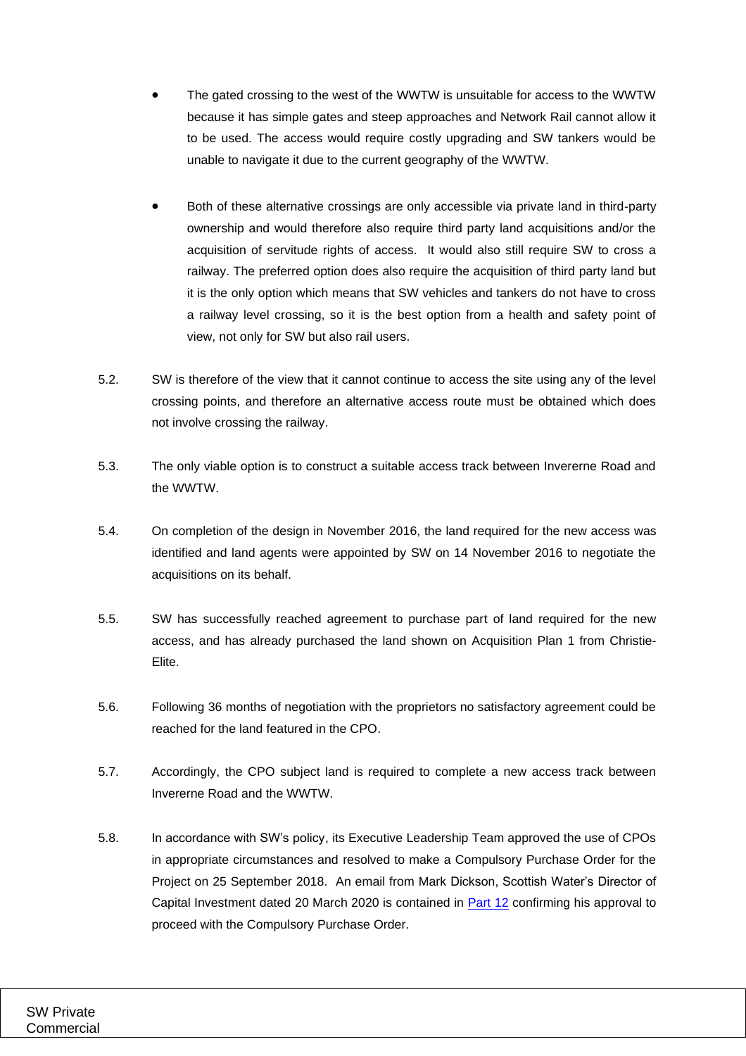- The gated crossing to the west of the WWTW is unsuitable for access to the WWTW because it has simple gates and steep approaches and Network Rail cannot allow it to be used. The access would require costly upgrading and SW tankers would be unable to navigate it due to the current geography of the WWTW.

- Both of these alternative crossings are only accessible via private land in third-party ownership and would therefore also require third party land acquisitions and/or the acquisition of servitude rights of access. It would also still require SW to cross a railway. The preferred option does also require the acquisition of third party land but it is the only option which means that SW vehicles and tankers do not have to cross a railway level crossing, so it is the best option from a health and safety point of view, not only for SW but also rail users.

5.2. SW is therefore of the view that it cannot continue to access the site using any of the level crossing points, and therefore an alternative access route must be obtained which does not involve crossing the railway.

5.3. The only viable option is to construct a suitable access track between Invererne Road and the WWTW.

5.4. On completion of the design in November 2016, the land required for the new access was identified and land agents were appointed by SW on 14 November 2016 to negotiate the acquisitions on its behalf.

5.5. SW has successfully reached agreement to purchase part of land required for the new access, and has already purchased the land shown on Acquisition Plan 1 from Christie-Elite.

5.6. Following 36 months of negotiation with the proprietors no satisfactory agreement could be reached for the land featured in the CPO.

5.7. Accordingly, the CPO subject land is required to complete a new access track between Invererne Road and the WWTW.

5.8. In accordance with SW's policy, its Executive Leadership Team approved the use of CPOs in appropriate circumstances and resolved to make a Compulsory Purchase Order for the Project on 25 September 2018. An email from Mark Dickson, Scottish Water's Director of Capital Investment dated 20 March 2020 is contained in Part 12 confirming his approval to proceed with the Compulsory Purchase Order.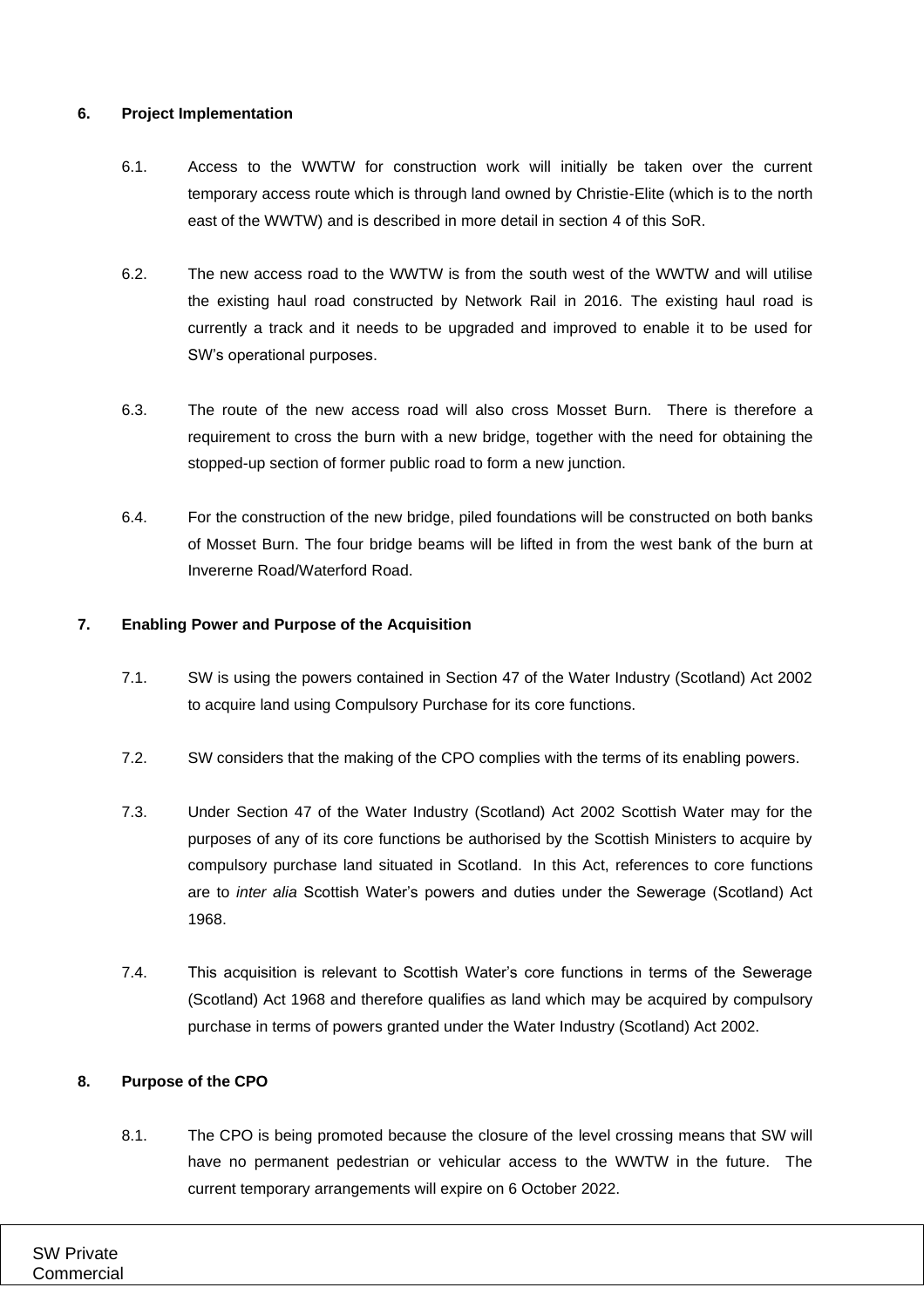## 6. Project Implementation

6.1. Access to the WWTW for construction work will initially be taken over the current temporary access route which is through land owned by Christie-Elite (which is to the north east of the WWTW) and is described in more detail in section 4 of this SoR.

6.2. The new access road to the WWTW is from the south west of the WWTW and will utilise the existing haul road constructed by Network Rail in 2016. The existing haul road is currently a track and it needs to be upgraded and improved to enable it to be used for SW's operational purposes.

6.3. The route of the new access road will also cross Mosset Burn. There is therefore a requirement to cross the burn with a new bridge, together with the need for obtaining the stopped-up section of former public road to form a new junction.

6.4. For the construction of the new bridge, piled foundations will be constructed on both banks of Mosset Burn. The four bridge beams will be lifted in from the west bank of the burn at Invererne Road/Waterford Road.

## 7. Enabling Power and Purpose of the Acquisition

7.1. SW is using the powers contained in Section 47 of the Water Industry (Scotland) Act 2002 to acquire land using Compulsory Purchase for its core functions.

7.2. SW considers that the making of the CPO complies with the terms of its enabling powers.

7.3. Under Section 47 of the Water Industry (Scotland) Act 2002 Scottish Water may for the purposes of any of its core functions be authorised by the Scottish Ministers to acquire by compulsory purchase land situated in Scotland. In this Act, references to core functions are to *inter alia* Scottish Water's powers and duties under the Sewerage (Scotland) Act 1968.

7.4. This acquisition is relevant to Scottish Water's core functions in terms of the Sewerage (Scotland) Act 1968 and therefore qualifies as land which may be acquired by compulsory purchase in terms of powers granted under the Water Industry (Scotland) Act 2002.

## 8. Purpose of the CPO

8.1. The CPO is being promoted because the closure of the level crossing means that SW will have no permanent pedestrian or vehicular access to the WWTW in the future. The current temporary arrangements will expire on 6 October 2022.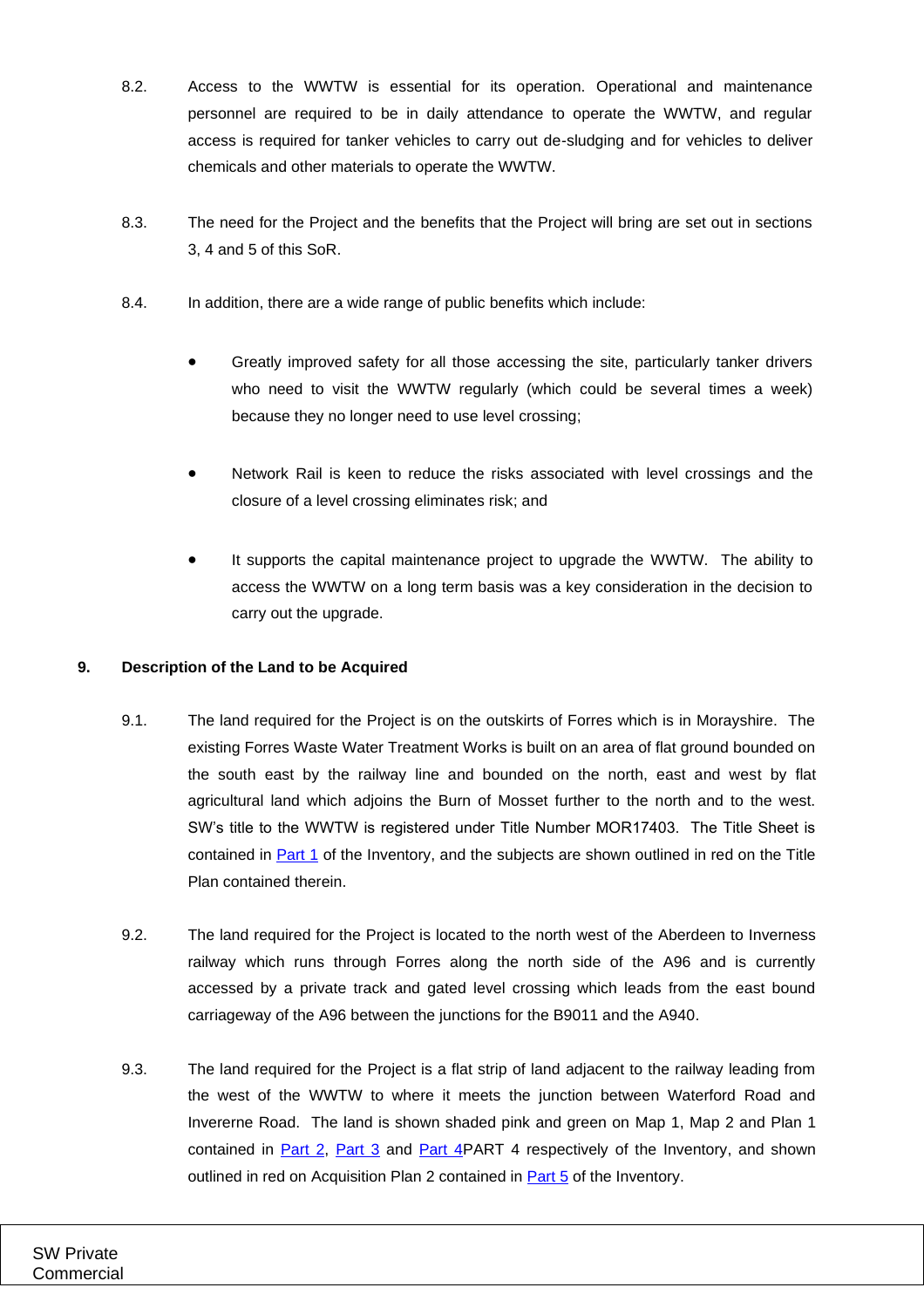8.2. Access to the WWTW is essential for its operation. Operational and maintenance personnel are required to be in daily attendance to operate the WWTW, and regular access is required for tanker vehicles to carry out de-sludging and for vehicles to deliver chemicals and other materials to operate the WWTW.

8.3. The need for the Project and the benefits that the Project will bring are set out in sections 3, 4 and 5 of this SoR.

8.4. In addition, there are a wide range of public benefits which include:

- Greatly improved safety for all those accessing the site, particularly tanker drivers who need to visit the WWTW regularly (which could be several times a week) because they no longer need to use level crossing;
- Network Rail is keen to reduce the risks associated with level crossings and the closure of a level crossing eliminates risk; and
- It supports the capital maintenance project to upgrade the WWTW. The ability to access the WWTW on a long term basis was a key consideration in the decision to carry out the upgrade.

## 9. Description of the Land to be Acquired

9.1. The land required for the Project is on the outskirts of Forres which is in Morayshire. The existing Forres Waste Water Treatment Works is built on an area of flat ground bounded on the south east by the railway line and bounded on the north, east and west by flat agricultural land which adjoins the Burn of Mosset further to the north and to the west. SW's title to the WWTW is registered under Title Number MOR17403. The Title Sheet is contained in Part 1 of the Inventory, and the subjects are shown outlined in red on the Title Plan contained therein.

9.2. The land required for the Project is located to the north west of the Aberdeen to Inverness railway which runs through Forres along the north side of the A96 and is currently accessed by a private track and gated level crossing which leads from the east bound carriageway of the A96 between the junctions for the B9011 and the A940.

9.3. The land required for the Project is a flat strip of land adjacent to the railway leading from the west of the WWTW to where it meets the junction between Waterford Road and Invererne Road. The land is shown shaded pink and green on Map 1, Map 2 and Plan 1 contained in Part 2, Part 3 and Part 4PART 4 respectively of the Inventory, and shown outlined in red on Acquisition Plan 2 contained in Part 5 of the Inventory.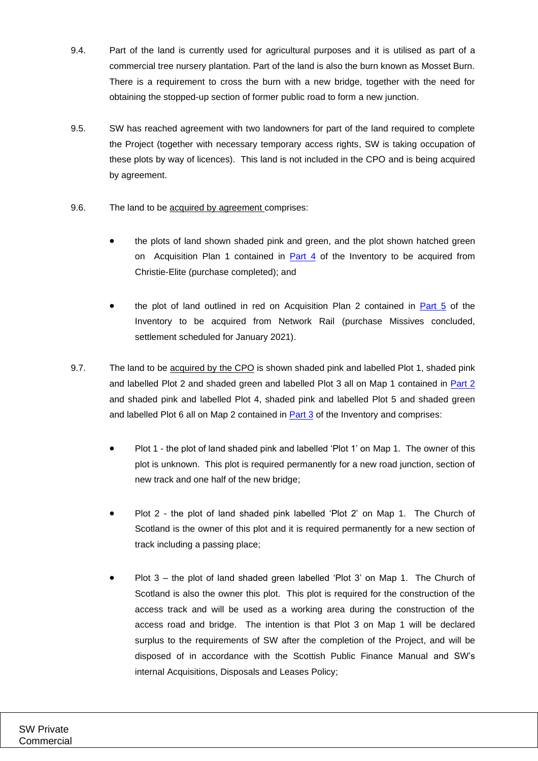9.4. Part of the land is currently used for agricultural purposes and it is utilised as part of a commercial tree nursery plantation. Part of the land is also the burn known as Mosset Burn. There is a requirement to cross the burn with a new bridge, together with the need for obtaining the stopped-up section of former public road to form a new junction.

9.5. SW has reached agreement with two landowners for part of the land required to complete the Project (together with necessary temporary access rights, SW is taking occupation of these plots by way of licences). This land is not included in the CPO and is being acquired by agreement.

9.6. The land to be acquired by agreement comprises:

- the plots of land shown shaded pink and green, and the plot shown hatched green on Acquisition Plan 1 contained in Part 4 of the Inventory to be acquired from Christie-Elite (purchase completed); and

- the plot of land outlined in red on Acquisition Plan 2 contained in Part 5 of the Inventory to be acquired from Network Rail (purchase Missives concluded, settlement scheduled for January 2021).

9.7. The land to be acquired by the CPO is shown shaded pink and labelled Plot 1, shaded pink and labelled Plot 2 and shaded green and labelled Plot 3 all on Map 1 contained in Part 2 and shaded pink and labelled Plot 4, shaded pink and labelled Plot 5 and shaded green and labelled Plot 6 all on Map 2 contained in Part 3 of the Inventory and comprises:

- Plot 1 - the plot of land shaded pink and labelled 'Plot 1' on Map 1. The owner of this plot is unknown. This plot is required permanently for a new road junction, section of new track and one half of the new bridge;

- Plot 2 - the plot of land shaded pink labelled 'Plot 2' on Map 1. The Church of Scotland is the owner of this plot and it is required permanently for a new section of track including a passing place;

- Plot 3 – the plot of land shaded green labelled 'Plot 3' on Map 1. The Church of Scotland is also the owner this plot. This plot is required for the construction of the access track and will be used as a working area during the construction of the access road and bridge. The intention is that Plot 3 on Map 1 will be declared surplus to the requirements of SW after the completion of the Project, and will be disposed of in accordance with the Scottish Public Finance Manual and SW's internal Acquisitions, Disposals and Leases Policy;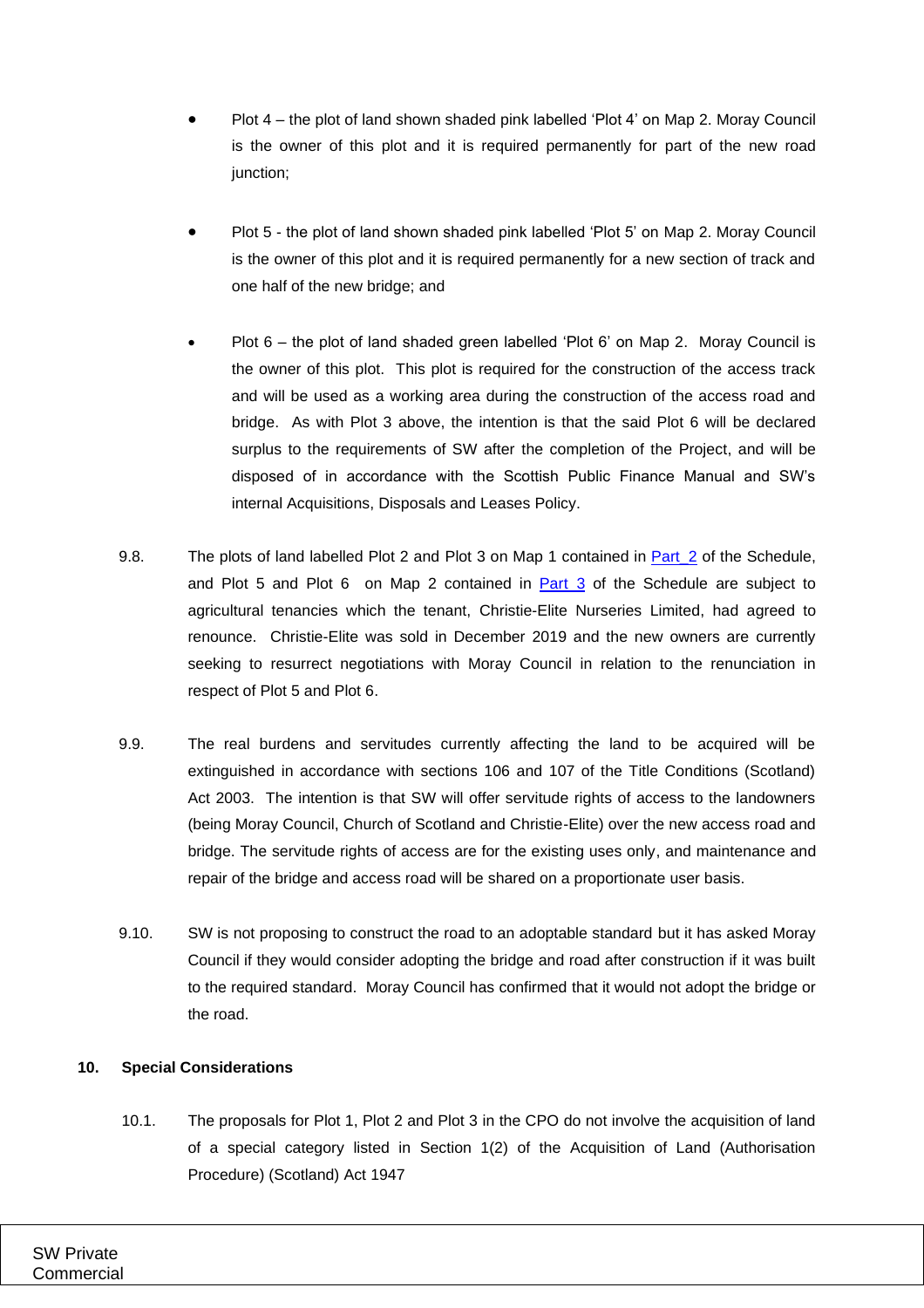- Plot 4 – the plot of land shown shaded pink labelled 'Plot 4' on Map 2. Moray Council is the owner of this plot and it is required permanently for part of the new road junction;

- Plot 5 - the plot of land shown shaded pink labelled 'Plot 5' on Map 2. Moray Council is the owner of this plot and it is required permanently for a new section of track and one half of the new bridge; and

- Plot 6 – the plot of land shaded green labelled 'Plot 6' on Map 2. Moray Council is the owner of this plot. This plot is required for the construction of the access track and will be used as a working area during the construction of the access road and bridge. As with Plot 3 above, the intention is that the said Plot 6 will be declared surplus to the requirements of SW after the completion of the Project, and will be disposed of in accordance with the Scottish Public Finance Manual and SW's internal Acquisitions, Disposals and Leases Policy.

9.8. The plots of land labelled Plot 2 and Plot 3 on Map 1 contained in Part_2 of the Schedule, and Plot 5 and Plot 6 on Map 2 contained in Part 3 of the Schedule are subject to agricultural tenancies which the tenant, Christie-Elite Nurseries Limited, had agreed to renounce. Christie-Elite was sold in December 2019 and the new owners are currently seeking to resurrect negotiations with Moray Council in relation to the renunciation in respect of Plot 5 and Plot 6.

9.9. The real burdens and servitudes currently affecting the land to be acquired will be extinguished in accordance with sections 106 and 107 of the Title Conditions (Scotland) Act 2003. The intention is that SW will offer servitude rights of access to the landowners (being Moray Council, Church of Scotland and Christie-Elite) over the new access road and bridge. The servitude rights of access are for the existing uses only, and maintenance and repair of the bridge and access road will be shared on a proportionate user basis.

9.10. SW is not proposing to construct the road to an adoptable standard but it has asked Moray Council if they would consider adopting the bridge and road after construction if it was built to the required standard. Moray Council has confirmed that it would not adopt the bridge or the road.

## 10. Special Considerations

10.1. The proposals for Plot 1, Plot 2 and Plot 3 in the CPO do not involve the acquisition of land of a special category listed in Section 1(2) of the Acquisition of Land (Authorisation Procedure) (Scotland) Act 1947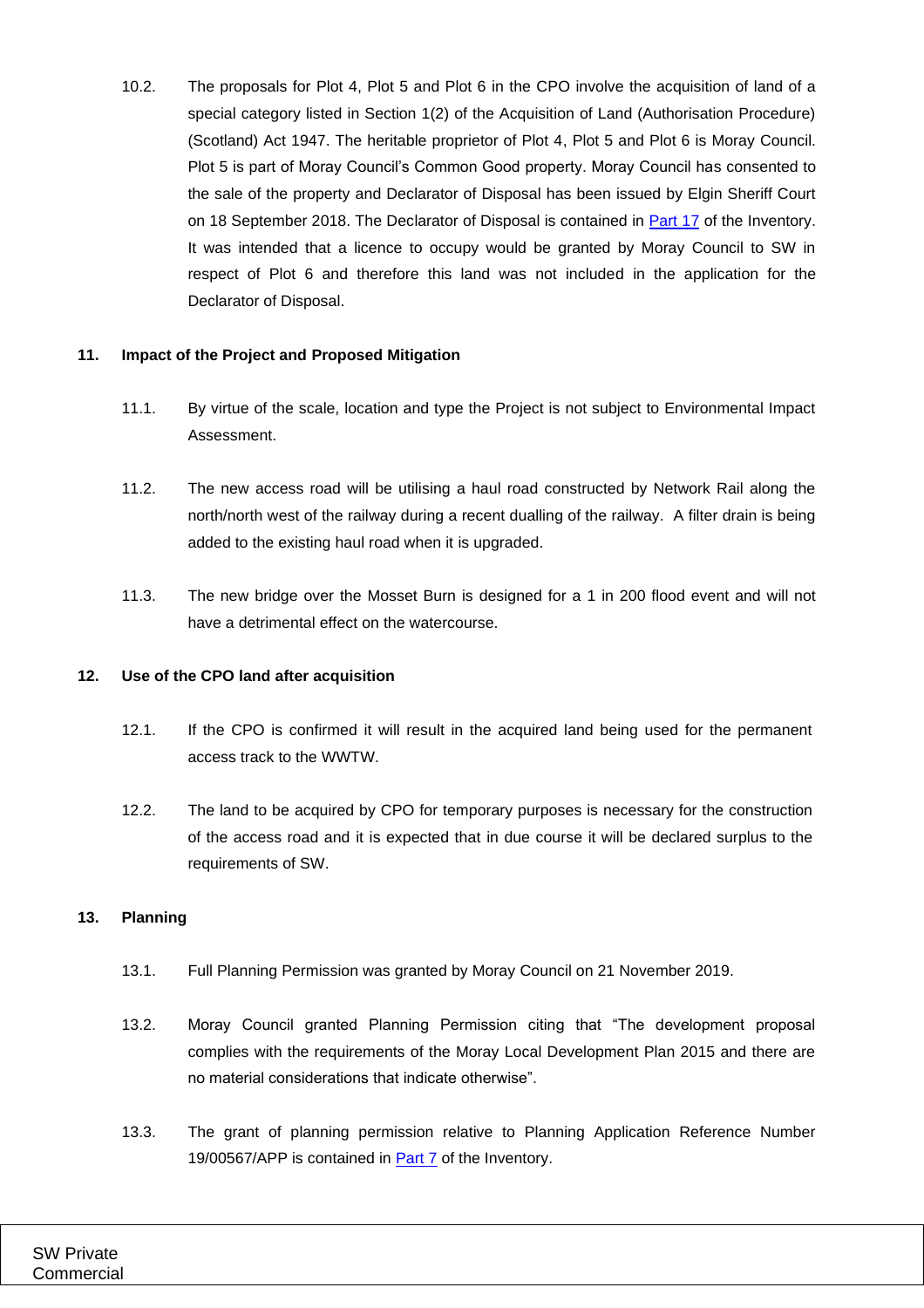10.2. The proposals for Plot 4, Plot 5 and Plot 6 in the CPO involve the acquisition of land of a special category listed in Section 1(2) of the Acquisition of Land (Authorisation Procedure) (Scotland) Act 1947. The heritable proprietor of Plot 4, Plot 5 and Plot 6 is Moray Council. Plot 5 is part of Moray Council's Common Good property. Moray Council has consented to the sale of the property and Declarator of Disposal has been issued by Elgin Sheriff Court on 18 September 2018. The Declarator of Disposal is contained in Part 17 of the Inventory. It was intended that a licence to occupy would be granted by Moray Council to SW in respect of Plot 6 and therefore this land was not included in the application for the Declarator of Disposal.

## 11. Impact of the Project and Proposed Mitigation

11.1. By virtue of the scale, location and type the Project is not subject to Environmental Impact Assessment.

11.2. The new access road will be utilising a haul road constructed by Network Rail along the north/north west of the railway during a recent dualling of the railway. A filter drain is being added to the existing haul road when it is upgraded.

11.3. The new bridge over the Mosset Burn is designed for a 1 in 200 flood event and will not have a detrimental effect on the watercourse.

## 12. Use of the CPO land after acquisition

12.1. If the CPO is confirmed it will result in the acquired land being used for the permanent access track to the WWTW.

12.2. The land to be acquired by CPO for temporary purposes is necessary for the construction of the access road and it is expected that in due course it will be declared surplus to the requirements of SW.

## 13. Planning

13.1. Full Planning Permission was granted by Moray Council on 21 November 2019.

13.2. Moray Council granted Planning Permission citing that "The development proposal complies with the requirements of the Moray Local Development Plan 2015 and there are no material considerations that indicate otherwise".

13.3. The grant of planning permission relative to Planning Application Reference Number 19/00567/APP is contained in Part 7 of the Inventory.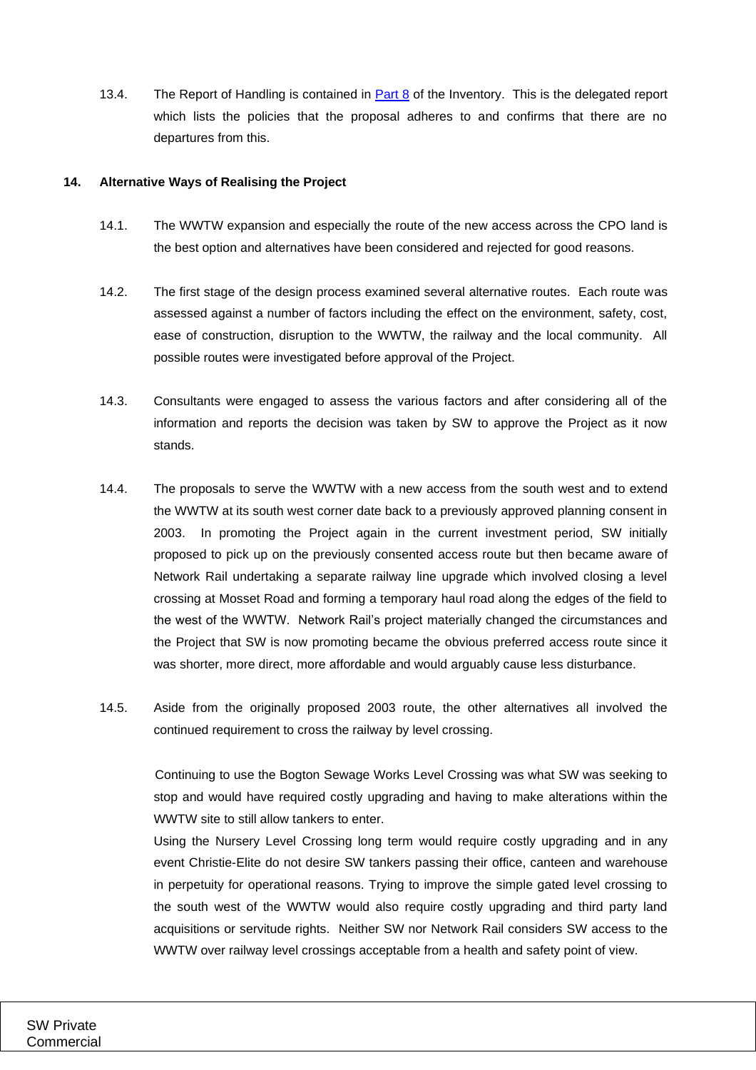13.4. The Report of Handling is contained in [Part 8](#) of the Inventory. This is the delegated report which lists the policies that the proposal adheres to and confirms that there are no departures from this.

## 14. Alternative Ways of Realising the Project

14.1. The WWTW expansion and especially the route of the new access across the CPO land is the best option and alternatives have been considered and rejected for good reasons.

14.2. The first stage of the design process examined several alternative routes. Each route was assessed against a number of factors including the effect on the environment, safety, cost, ease of construction, disruption to the WWTW, the railway and the local community. All possible routes were investigated before approval of the Project.

14.3. Consultants were engaged to assess the various factors and after considering all of the information and reports the decision was taken by SW to approve the Project as it now stands.

14.4. The proposals to serve the WWTW with a new access from the south west and to extend the WWTW at its south west corner date back to a previously approved planning consent in 2003. In promoting the Project again in the current investment period, SW initially proposed to pick up on the previously consented access route but then became aware of Network Rail undertaking a separate railway line upgrade which involved closing a level crossing at Mosset Road and forming a temporary haul road along the edges of the field to the west of the WWTW. Network Rail's project materially changed the circumstances and the Project that SW is now promoting became the obvious preferred access route since it was shorter, more direct, more affordable and would arguably cause less disturbance.

14.5. Aside from the originally proposed 2003 route, the other alternatives all involved the continued requirement to cross the railway by level crossing.

Continuing to use the Bogton Sewage Works Level Crossing was what SW was seeking to stop and would have required costly upgrading and having to make alterations within the WWTW site to still allow tankers to enter.

Using the Nursery Level Crossing long term would require costly upgrading and in any event Christie-Elite do not desire SW tankers passing their office, canteen and warehouse in perpetuity for operational reasons. Trying to improve the simple gated level crossing to the south west of the WWTW would also require costly upgrading and third party land acquisitions or servitude rights. Neither SW nor Network Rail considers SW access to the WWTW over railway level crossings acceptable from a health and safety point of view.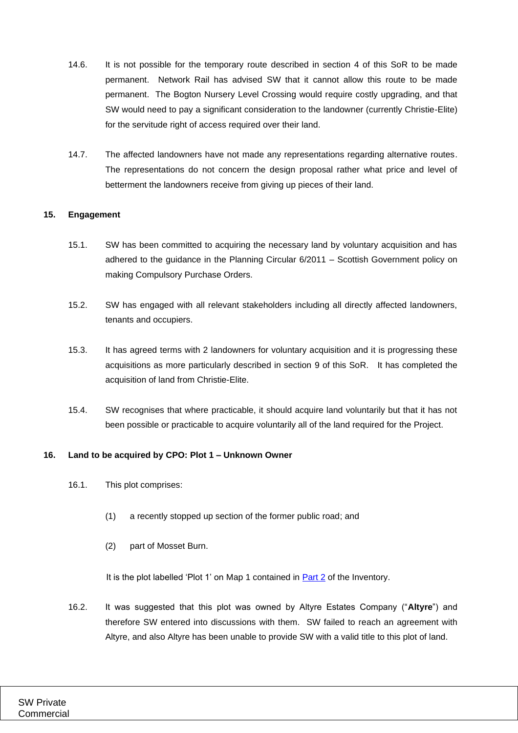14.6. It is not possible for the temporary route described in section 4 of this SoR to be made permanent. Network Rail has advised SW that it cannot allow this route to be made permanent. The Bogton Nursery Level Crossing would require costly upgrading, and that SW would need to pay a significant consideration to the landowner (currently Christie-Elite) for the servitude right of access required over their land.

14.7. The affected landowners have not made any representations regarding alternative routes. The representations do not concern the design proposal rather what price and level of betterment the landowners receive from giving up pieces of their land.

## 15. Engagement

15.1. SW has been committed to acquiring the necessary land by voluntary acquisition and has adhered to the guidance in the Planning Circular 6/2011 – Scottish Government policy on making Compulsory Purchase Orders.

15.2. SW has engaged with all relevant stakeholders including all directly affected landowners, tenants and occupiers.

15.3. It has agreed terms with 2 landowners for voluntary acquisition and it is progressing these acquisitions as more particularly described in section 9 of this SoR. It has completed the acquisition of land from Christie-Elite.

15.4. SW recognises that where practicable, it should acquire land voluntarily but that it has not been possible or practicable to acquire voluntarily all of the land required for the Project.

## 16. Land to be acquired by CPO: Plot 1 – Unknown Owner

16.1. This plot comprises:

(1) a recently stopped up section of the former public road; and

(2) part of Mosset Burn.

It is the plot labelled ‘Plot 1’ on Map 1 contained in Part 2 of the Inventory.

16.2. It was suggested that this plot was owned by Altyre Estates Company (“**Altyre**”) and therefore SW entered into discussions with them. SW failed to reach an agreement with Altyre, and also Altyre has been unable to provide SW with a valid title to this plot of land.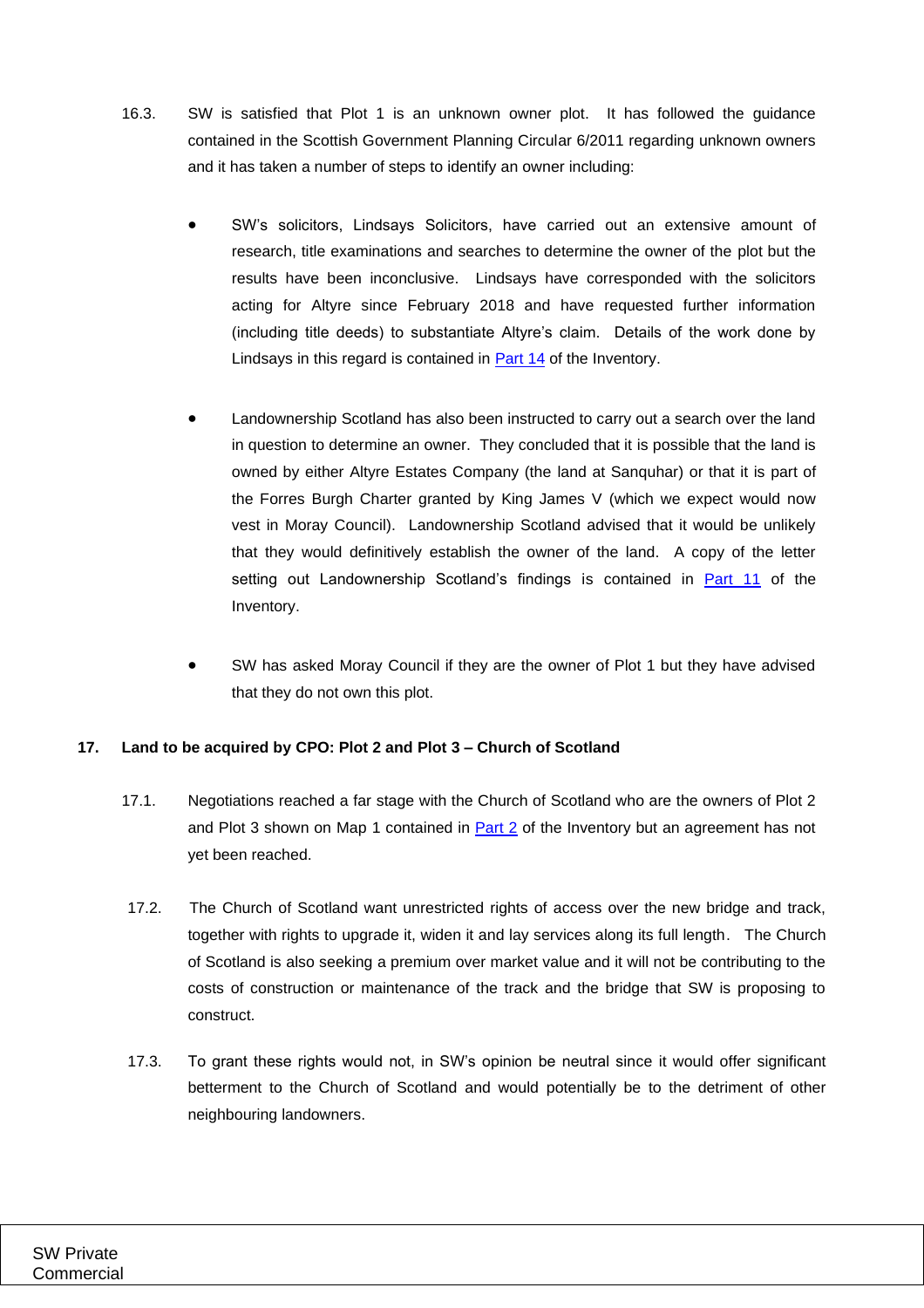16.3. SW is satisfied that Plot 1 is an unknown owner plot. It has followed the guidance contained in the Scottish Government Planning Circular 6/2011 regarding unknown owners and it has taken a number of steps to identify an owner including:

- SW's solicitors, Lindsays Solicitors, have carried out an extensive amount of research, title examinations and searches to determine the owner of the plot but the results have been inconclusive. Lindsays have corresponded with the solicitors acting for Altyre since February 2018 and have requested further information (including title deeds) to substantiate Altyre's claim. Details of the work done by Lindsays in this regard is contained in Part 14 of the Inventory.

- Landownership Scotland has also been instructed to carry out a search over the land in question to determine an owner. They concluded that it is possible that the land is owned by either Altyre Estates Company (the land at Sanquhar) or that it is part of the Forres Burgh Charter granted by King James V (which we expect would now vest in Moray Council). Landownership Scotland advised that it would be unlikely that they would definitively establish the owner of the land. A copy of the letter setting out Landownership Scotland's findings is contained in Part 11 of the Inventory.

- SW has asked Moray Council if they are the owner of Plot 1 but they have advised that they do not own this plot.

## 17. Land to be acquired by CPO: Plot 2 and Plot 3 – Church of Scotland

17.1. Negotiations reached a far stage with the Church of Scotland who are the owners of Plot 2 and Plot 3 shown on Map 1 contained in Part 2 of the Inventory but an agreement has not yet been reached.

17.2. The Church of Scotland want unrestricted rights of access over the new bridge and track, together with rights to upgrade it, widen it and lay services along its full length. The Church of Scotland is also seeking a premium over market value and it will not be contributing to the costs of construction or maintenance of the track and the bridge that SW is proposing to construct.

17.3. To grant these rights would not, in SW's opinion be neutral since it would offer significant betterment to the Church of Scotland and would potentially be to the detriment of other neighbouring landowners.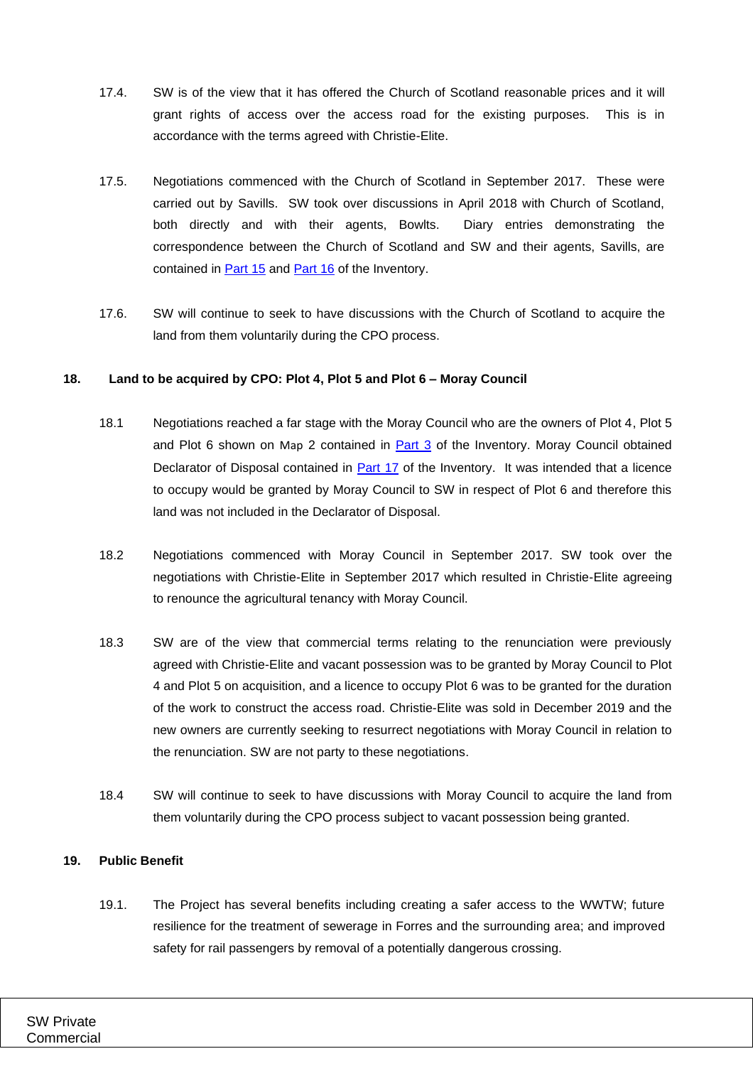17.4. SW is of the view that it has offered the Church of Scotland reasonable prices and it will grant rights of access over the access road for the existing purposes. This is in accordance with the terms agreed with Christie-Elite.

17.5. Negotiations commenced with the Church of Scotland in September 2017. These were carried out by Savills. SW took over discussions in April 2018 with Church of Scotland, both directly and with their agents, Bowlts. Diary entries demonstrating the correspondence between the Church of Scotland and SW and their agents, Savills, are contained in Part 15 and Part 16 of the Inventory.

17.6. SW will continue to seek to have discussions with the Church of Scotland to acquire the land from them voluntarily during the CPO process.

**18. Land to be acquired by CPO: Plot 4, Plot 5 and Plot 6 – Moray Council**

18.1 Negotiations reached a far stage with the Moray Council who are the owners of Plot 4, Plot 5 and Plot 6 shown on Map 2 contained in Part 3 of the Inventory. Moray Council obtained Declarator of Disposal contained in Part 17 of the Inventory. It was intended that a licence to occupy would be granted by Moray Council to SW in respect of Plot 6 and therefore this land was not included in the Declarator of Disposal.

18.2 Negotiations commenced with Moray Council in September 2017. SW took over the negotiations with Christie-Elite in September 2017 which resulted in Christie-Elite agreeing to renounce the agricultural tenancy with Moray Council.

18.3 SW are of the view that commercial terms relating to the renunciation were previously agreed with Christie-Elite and vacant possession was to be granted by Moray Council to Plot 4 and Plot 5 on acquisition, and a licence to occupy Plot 6 was to be granted for the duration of the work to construct the access road. Christie-Elite was sold in December 2019 and the new owners are currently seeking to resurrect negotiations with Moray Council in relation to the renunciation. SW are not party to these negotiations.

18.4 SW will continue to seek to have discussions with Moray Council to acquire the land from them voluntarily during the CPO process subject to vacant possession being granted.

**19. Public Benefit**

19.1. The Project has several benefits including creating a safer access to the WWTW; future resilience for the treatment of sewerage in Forres and the surrounding area; and improved safety for rail passengers by removal of a potentially dangerous crossing.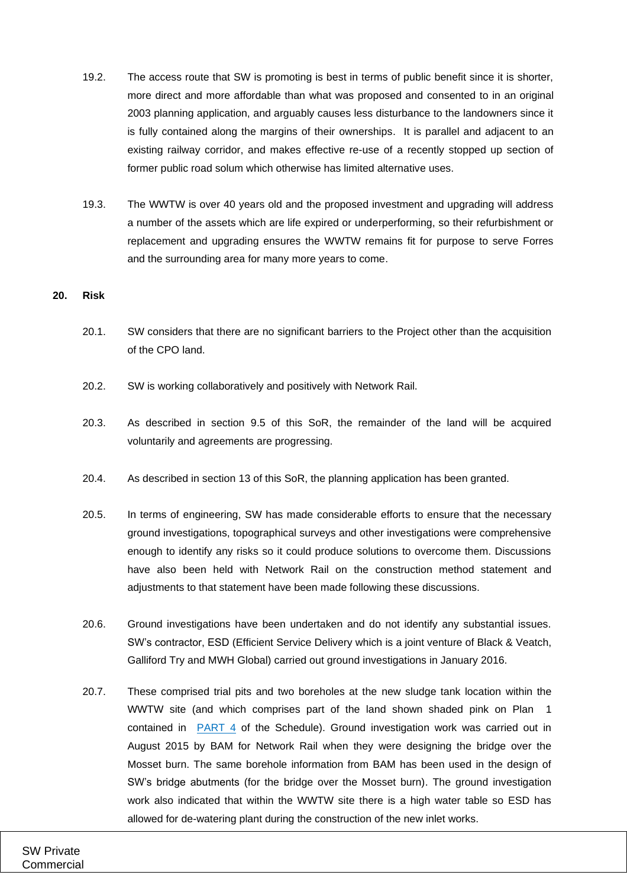19.2. The access route that SW is promoting is best in terms of public benefit since it is shorter, more direct and more affordable than what was proposed and consented to in an original 2003 planning application, and arguably causes less disturbance to the landowners since it is fully contained along the margins of their ownerships. It is parallel and adjacent to an existing railway corridor, and makes effective re-use of a recently stopped up section of former public road solum which otherwise has limited alternative uses.

19.3. The WWTW is over 40 years old and the proposed investment and upgrading will address a number of the assets which are life expired or underperforming, so their refurbishment or replacement and upgrading ensures the WWTW remains fit for purpose to serve Forres and the surrounding area for many more years to come.

**20. Risk**

20.1. SW considers that there are no significant barriers to the Project other than the acquisition of the CPO land.

20.2. SW is working collaboratively and positively with Network Rail.

20.3. As described in section 9.5 of this SoR, the remainder of the land will be acquired voluntarily and agreements are progressing.

20.4. As described in section 13 of this SoR, the planning application has been granted.

20.5. In terms of engineering, SW has made considerable efforts to ensure that the necessary ground investigations, topographical surveys and other investigations were comprehensive enough to identify any risks so it could produce solutions to overcome them. Discussions have also been held with Network Rail on the construction method statement and adjustments to that statement have been made following these discussions.

20.6. Ground investigations have been undertaken and do not identify any substantial issues. SW's contractor, ESD (Efficient Service Delivery which is a joint venture of Black & Veatch, Galliford Try and MWH Global) carried out ground investigations in January 2016.

20.7. These comprised trial pits and two boreholes at the new sludge tank location within the WWTW site (and which comprises part of the land shown shaded pink on Plan 1 contained in PART 4 of the Schedule). Ground investigation work was carried out in August 2015 by BAM for Network Rail when they were designing the bridge over the Mosset burn. The same borehole information from BAM has been used in the design of SW's bridge abutments (for the bridge over the Mosset burn). The ground investigation work also indicated that within the WWTW site there is a high water table so ESD has allowed for de-watering plant during the construction of the new inlet works.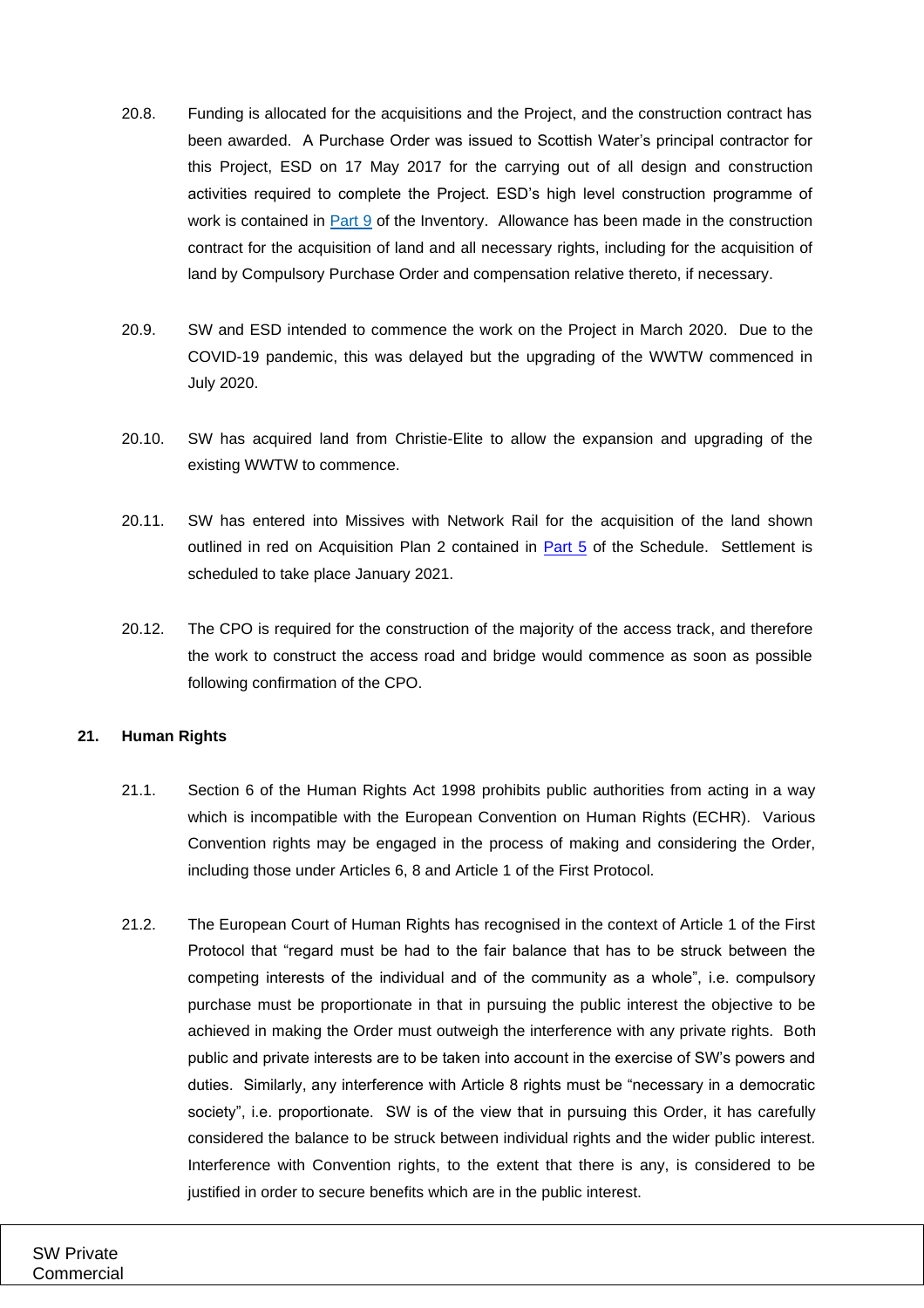20.8. Funding is allocated for the acquisitions and the Project, and the construction contract has been awarded. A Purchase Order was issued to Scottish Water's principal contractor for this Project, ESD on 17 May 2017 for the carrying out of all design and construction activities required to complete the Project. ESD's high level construction programme of work is contained in Part 9 of the Inventory. Allowance has been made in the construction contract for the acquisition of land and all necessary rights, including for the acquisition of land by Compulsory Purchase Order and compensation relative thereto, if necessary.

20.9. SW and ESD intended to commence the work on the Project in March 2020. Due to the COVID-19 pandemic, this was delayed but the upgrading of the WWTW commenced in July 2020.

20.10. SW has acquired land from Christie-Elite to allow the expansion and upgrading of the existing WWTW to commence.

20.11. SW has entered into Missives with Network Rail for the acquisition of the land shown outlined in red on Acquisition Plan 2 contained in Part 5 of the Schedule. Settlement is scheduled to take place January 2021.

20.12. The CPO is required for the construction of the majority of the access track, and therefore the work to construct the access road and bridge would commence as soon as possible following confirmation of the CPO.

## 21. Human Rights

21.1. Section 6 of the Human Rights Act 1998 prohibits public authorities from acting in a way which is incompatible with the European Convention on Human Rights (ECHR). Various Convention rights may be engaged in the process of making and considering the Order, including those under Articles 6, 8 and Article 1 of the First Protocol.

21.2. The European Court of Human Rights has recognised in the context of Article 1 of the First Protocol that "regard must be had to the fair balance that has to be struck between the competing interests of the individual and of the community as a whole", i.e. compulsory purchase must be proportionate in that in pursuing the public interest the objective to be achieved in making the Order must outweigh the interference with any private rights. Both public and private interests are to be taken into account in the exercise of SW's powers and duties. Similarly, any interference with Article 8 rights must be "necessary in a democratic society", i.e. proportionate. SW is of the view that in pursuing this Order, it has carefully considered the balance to be struck between individual rights and the wider public interest. Interference with Convention rights, to the extent that there is any, is considered to be justified in order to secure benefits which are in the public interest.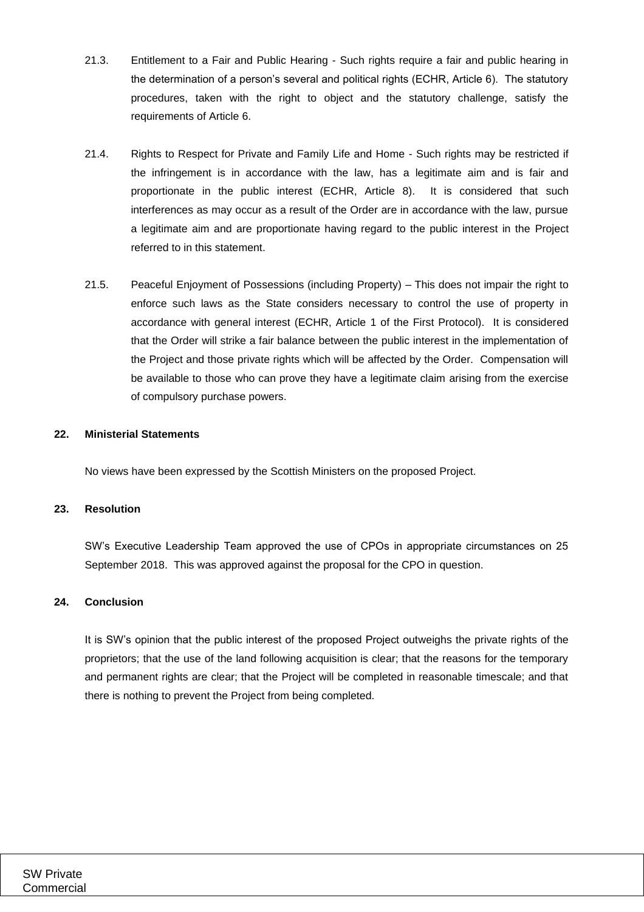21.3. Entitlement to a Fair and Public Hearing - Such rights require a fair and public hearing in the determination of a person's several and political rights (ECHR, Article 6). The statutory procedures, taken with the right to object and the statutory challenge, satisfy the requirements of Article 6.

21.4. Rights to Respect for Private and Family Life and Home - Such rights may be restricted if the infringement is in accordance with the law, has a legitimate aim and is fair and proportionate in the public interest (ECHR, Article 8). It is considered that such interferences as may occur as a result of the Order are in accordance with the law, pursue a legitimate aim and are proportionate having regard to the public interest in the Project referred to in this statement.

21.5. Peaceful Enjoyment of Possessions (including Property) – This does not impair the right to enforce such laws as the State considers necessary to control the use of property in accordance with general interest (ECHR, Article 1 of the First Protocol). It is considered that the Order will strike a fair balance between the public interest in the implementation of the Project and those private rights which will be affected by the Order. Compensation will be available to those who can prove they have a legitimate claim arising from the exercise of compulsory purchase powers.

## 22. Ministerial Statements

No views have been expressed by the Scottish Ministers on the proposed Project.

## 23. Resolution

SW's Executive Leadership Team approved the use of CPOs in appropriate circumstances on 25 September 2018. This was approved against the proposal for the CPO in question.

## 24. Conclusion

It is SW's opinion that the public interest of the proposed Project outweighs the private rights of the proprietors; that the use of the land following acquisition is clear; that the reasons for the temporary and permanent rights are clear; that the Project will be completed in reasonable timescale; and that there is nothing to prevent the Project from being completed.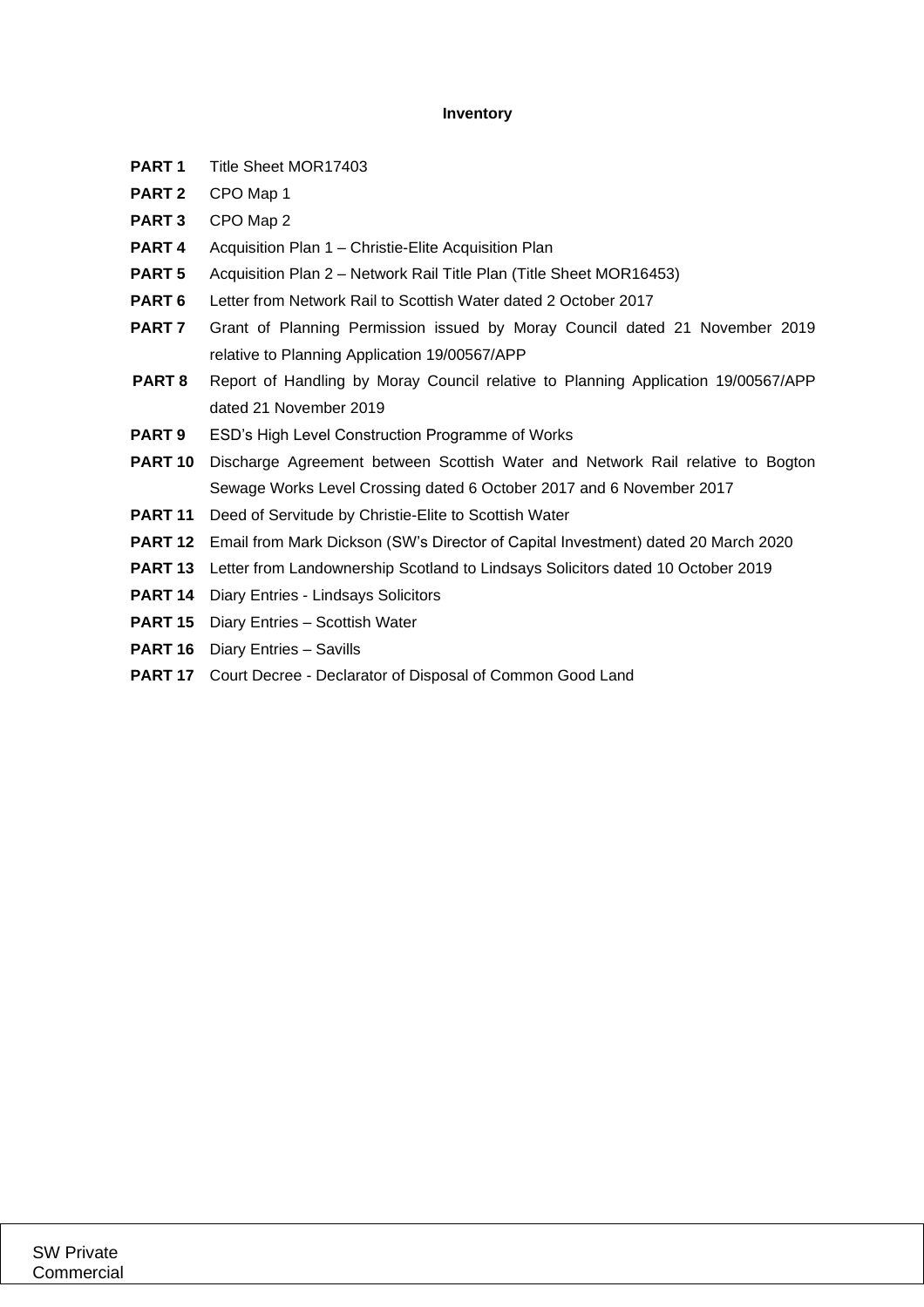**Inventory**

| | |
|---|---|
| **PART 1** | Title Sheet MOR17403 |
| **PART 2** | CPO Map 1 |
| **PART 3** | CPO Map 2 |
| **PART 4** | Acquisition Plan 1 – Christie-Elite Acquisition Plan |
| **PART 5** | Acquisition Plan 2 – Network Rail Title Plan (Title Sheet MOR16453) |
| **PART 6** | Letter from Network Rail to Scottish Water dated 2 October 2017 |
| **PART 7** | Grant of Planning Permission issued by Moray Council dated 21 November 2019 relative to Planning Application 19/00567/APP |
| **PART 8** | Report of Handling by Moray Council relative to Planning Application 19/00567/APP dated 21 November 2019 |
| **PART 9** | ESD's High Level Construction Programme of Works |
| **PART 10** | Discharge Agreement between Scottish Water and Network Rail relative to Bogton Sewage Works Level Crossing dated 6 October 2017 and 6 November 2017 |
| **PART 11** | Deed of Servitude by Christie-Elite to Scottish Water |
| **PART 12** | Email from Mark Dickson (SW's Director of Capital Investment) dated 20 March 2020 |
| **PART 13** | Letter from Landownership Scotland to Lindsays Solicitors dated 10 October 2019 |
| **PART 14** | Diary Entries - Lindsays Solicitors |
| **PART 15** | Diary Entries – Scottish Water |
| **PART 16** | Diary Entries – Savills |
| **PART 17** | Court Decree - Declarator of Disposal of Common Good Land |

SW Private
Commercial